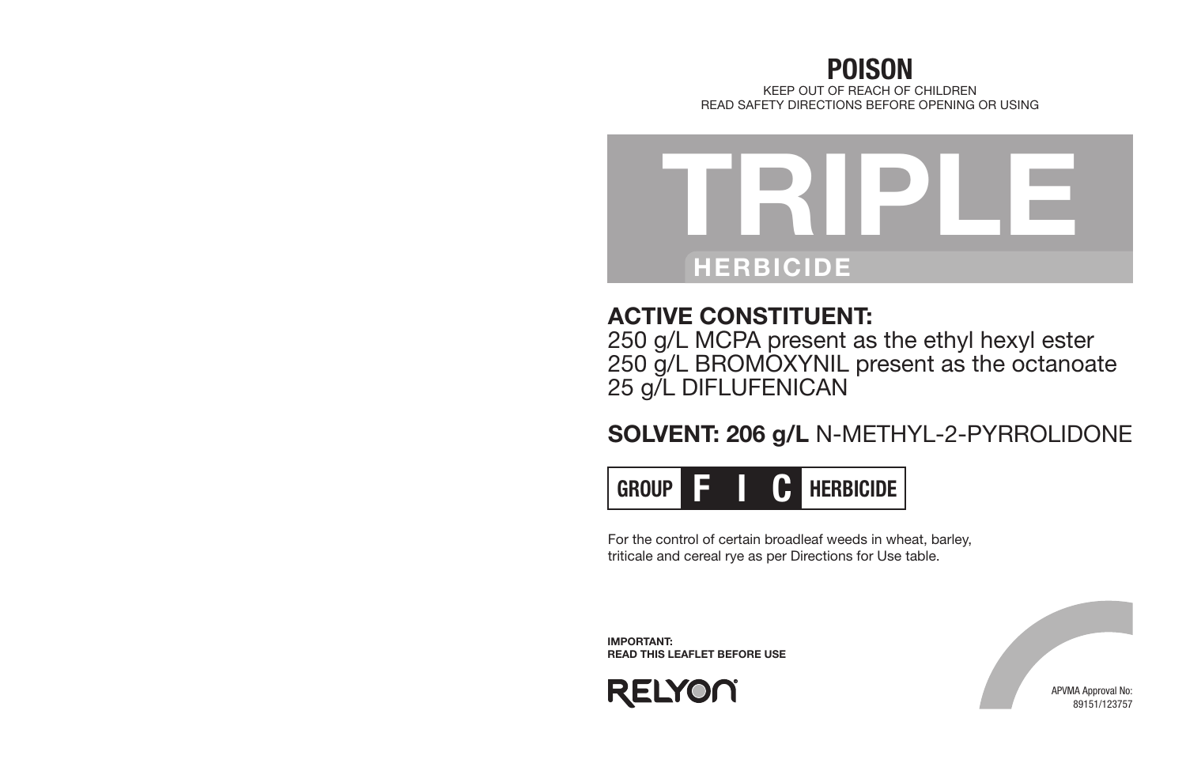# POISON

KEEP OUT OF REACH OF CHILDREN
READ SAFETY DIRECTIONS BEFORE OPENING OR USING

# TRIPLE

## HERBICIDE

**ACTIVE CONSTITUENT:**
250 g/L MCPA present as the ethyl hexyl ester
250 g/L BROMOXYNIL present as the octanoate
25 g/L DIFLUFENICAN

**SOLVENT: 206 g/L** N-METHYL-2-PYRROLIDONE

**GROUP F I C HERBICIDE**

For the control of certain broadleaf weeds in wheat, barley, triticale and cereal rye as per Directions for Use table.

**IMPORTANT:**
**READ THIS LEAFLET BEFORE USE**

RELYON

APVMA Approval No:
89151/123757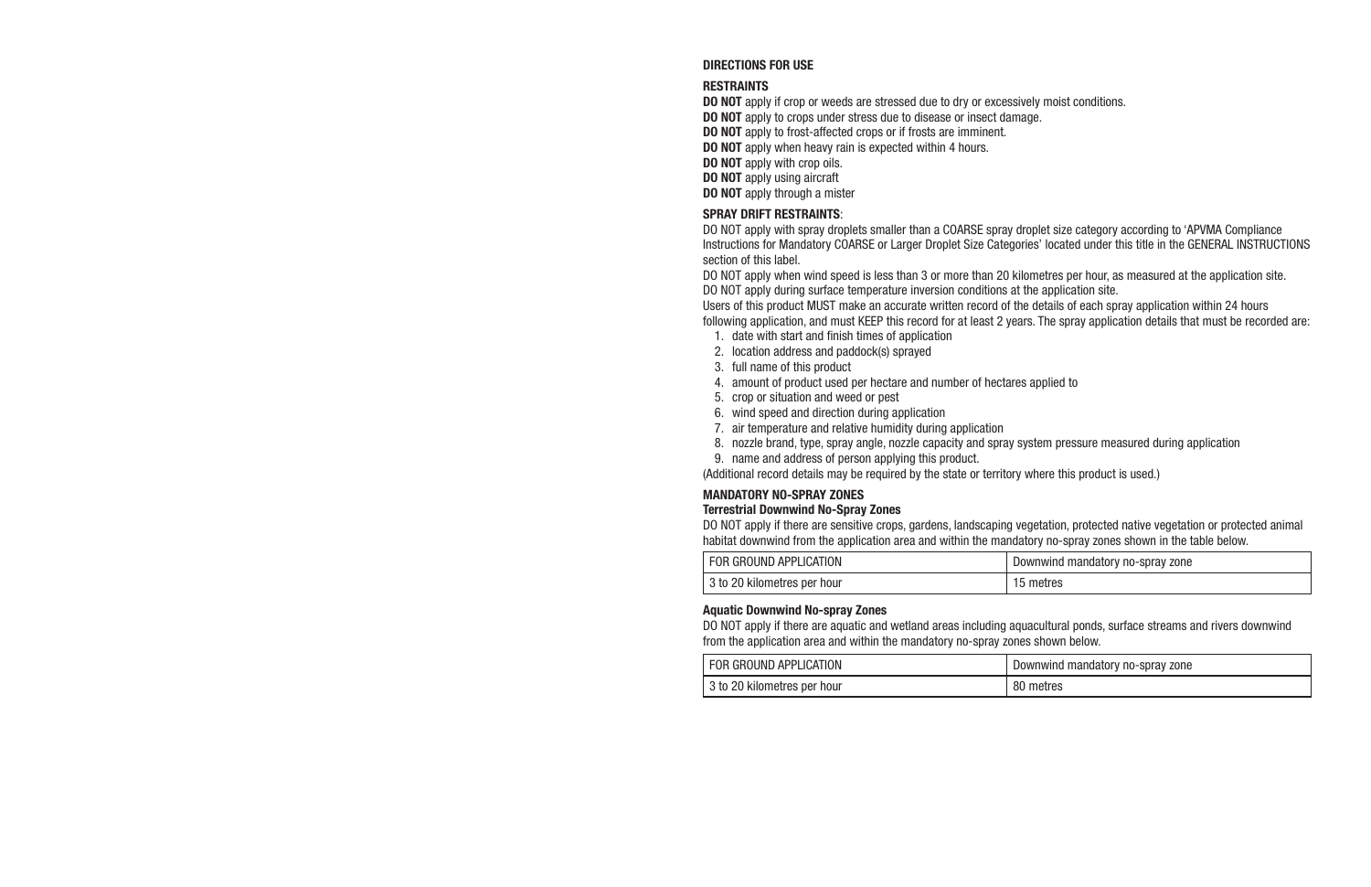## DIRECTIONS FOR USE

### RESTRAINTS

**DO NOT** apply if crop or weeds are stressed due to dry or excessively moist conditions.
**DO NOT** apply to crops under stress due to disease or insect damage.
**DO NOT** apply to frost-affected crops or if frosts are imminent.
**DO NOT** apply when heavy rain is expected within 4 hours.
**DO NOT** apply with crop oils.
**DO NOT** apply using aircraft
**DO NOT** apply through a mister

### SPRAY DRIFT RESTRAINTS:

DO NOT apply with spray droplets smaller than a COARSE spray droplet size category according to 'APVMA Compliance Instructions for Mandatory COARSE or Larger Droplet Size Categories' located under this title in the GENERAL INSTRUCTIONS section of this label.
DO NOT apply when wind speed is less than 3 or more than 20 kilometres per hour, as measured at the application site.
DO NOT apply during surface temperature inversion conditions at the application site.
Users of this product MUST make an accurate written record of the details of each spray application within 24 hours following application, and must KEEP this record for at least 2 years. The spray application details that must be recorded are:

1. date with start and finish times of application
2. location address and paddock(s) sprayed
3. full name of this product
4. amount of product used per hectare and number of hectares applied to
5. crop or situation and weed or pest
6. wind speed and direction during application
7. air temperature and relative humidity during application
8. nozzle brand, type, spray angle, nozzle capacity and spray system pressure measured during application
9. name and address of person applying this product.

(Additional record details may be required by the state or territory where this product is used.)

### MANDATORY NO-SPRAY ZONES

**Terrestrial Downwind No-Spray Zones**

DO NOT apply if there are sensitive crops, gardens, landscaping vegetation, protected native vegetation or protected animal habitat downwind from the application area and within the mandatory no-spray zones shown in the table below.

| FOR GROUND APPLICATION | Downwind mandatory no-spray zone |
|---|---|
| 3 to 20 kilometres per hour | 15 metres |

**Aquatic Downwind No-spray Zones**

DO NOT apply if there are aquatic and wetland areas including aquacultural ponds, surface streams and rivers downwind from the application area and within the mandatory no-spray zones shown below.

| FOR GROUND APPLICATION | Downwind mandatory no-spray zone |
|---|---|
| 3 to 20 kilometres per hour | 80 metres |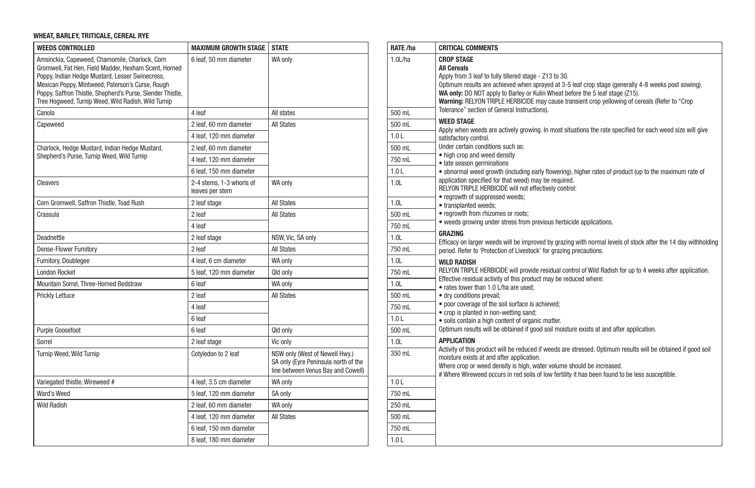#### WHEAT, BARLEY, TRITICALE, CEREAL RYE

| WEEDS CONTROLLED | MAXIMUM GROWTH STAGE | STATE | RATE /ha |
|---|---|---|---|
| Amsinckia, Capeweed, Chamomile, Charlock, Corn Gromwell, Fat Hen, Field Madder, Hexham Scent, Horned Poppy, Indian Hedge Mustard, Lesser Swinecress, Mexican Poppy, Mintweed, Paterson's Curse, Rough Poppy, Saffron Thistle, Shepherd's Purse, Slender Thistle, Tree Hogweed, Turnip Weed, Wild Radish, Wild Turnip | 6 leaf, 50 mm diameter | WA only | 1.0L/ha |
| Canola | 4 leaf | All states | 500 mL |
| Capeweed | 2 leaf, 60 mm diameter | All States | 500 mL |
| | 4 leaf, 120 mm diameter | | 1.0 L |
| Charlock, Hedge Mustard, Indian Hedge Mustard, Shepherd's Purse, Turnip Weed, Wild Turnip | 2 leaf, 60 mm diameter | | 500 mL |
| | 4 leaf, 120 mm diameter | | 750 mL |
| | 6 leaf, 150 mm diameter | | 1.0 L |
| Cleavers | 2-4 stems, 1-3 whorls of leaves per stem | WA only | 1.0L |
| Corn Gromwell, Saffron Thistle, Toad Rush | 2 leaf stage | All States | 1.0L |
| Crassula | 2 leaf | All States | 500 mL |
| | 4 leaf | | 750 mL |
| Deadnettle | 2 leaf stage | NSW, Vic, SA only | 1.0L |
| Dense-Flower Fumitory | 2 leaf | All States | 750 mL |
| Fumitory, Doublegee | 4 leaf, 6 cm diameter | WA only | 1.0L |
| London Rocket | 5 leaf, 120 mm diameter | Qld only | 750 mL |
| Mountain Sorrel, Three-Horned Bedstraw | 6 leaf | WA only | 1.0L |
| Prickly Lettuce | 2 leaf | All States | 500 mL |
| | 4 leaf | | 750 mL |
| | 6 leaf | | 1.0 L |
| Purple Goosefoot | 6 leaf | Qld only | 500 mL |
| Sorrel | 2 leaf stage | Vic only | 1.0L |
| Turnip Weed, Wild Turnip | Cotyledon to 2 leaf | NSW only (West of Newell Hwy.) SA only (Eyre Peninsula north of the line between Venus Bay and Cowell) | 350 mL |
| Variegated thistle, Wireweed # | 4 leaf, 3.5 cm diameter | WA only | 1.0 L |
| Ward's Weed | 5 leaf, 120 mm diameter | SA only | 750 mL |
| Wild Radish | 2 leaf, 60 mm diameter | WA only | 250 mL |
| | 4 leaf, 120 mm diameter | All States | 500 mL |
| | 6 leaf, 150 mm diameter | | 750 mL |
| | 8 leaf, 180 mm diameter | | 1.0 L |

**CRITICAL COMMENTS**

**CROP STAGE**

**All Cereals**

Apply from 3 leaf to fully tillered stage - Z13 to 30.

Optimum results are achieved when sprayed at 3-5 leaf crop stage (generally 4-8 weeks post sowing).

**WA only:** DO NOT apply to Barley or Kulin Wheat before the 5 leaf stage (Z15).

**Warning:** RELYON TRIPLE HERBICIDE may cause transient crop yellowing of cereals (Refer to "Crop Tolerance" section of General Instructions).

**WEED STAGE**

Apply when weeds are actively growing. In most situations the rate specified for each weed size will give satisfactory control.

Under certain conditions such as:

- high crop and weed density
- late season germinations
- abnormal weed growth (including early flowering), higher rates of product (up to the maximum rate of application specified for that weed) may be required.

RELYON TRIPLE HERBICIDE will not effectively control:

- regrowth of suppressed weeds;
- transplanted weeds;
- regrowth from rhizomes or roots;
- weeds growing under stress from previous herbicide applications.

**GRAZING**

Efficacy on larger weeds will be improved by grazing with normal levels of stock after the 14 day withholding period. Refer to 'Protection of Livestock' for grazing precautions.

**WILD RADISH**

RELYON TRIPLE HERBICIDE will provide residual control of Wild Radish for up to 4 weeks after application.

Effective residual activity of this product may be reduced where:

- rates lower than 1.0 L/ha are used;
- dry conditions prevail;
- poor coverage of the soil surface is achieved;
- crop is planted in non-wetting sand;
- soils contain a high content of organic matter.

Optimum results will be obtained if good soil moisture exists at and after application.

**APPLICATION**

Activity of this product will be reduced if weeds are stressed. Optimum results will be obtained if good soil moisture exists at and after application.

Where crop or weed density is high, water volume should be increased.

# Where Wireweed occurs in red soils of low fertility it has been found to be less susceptible.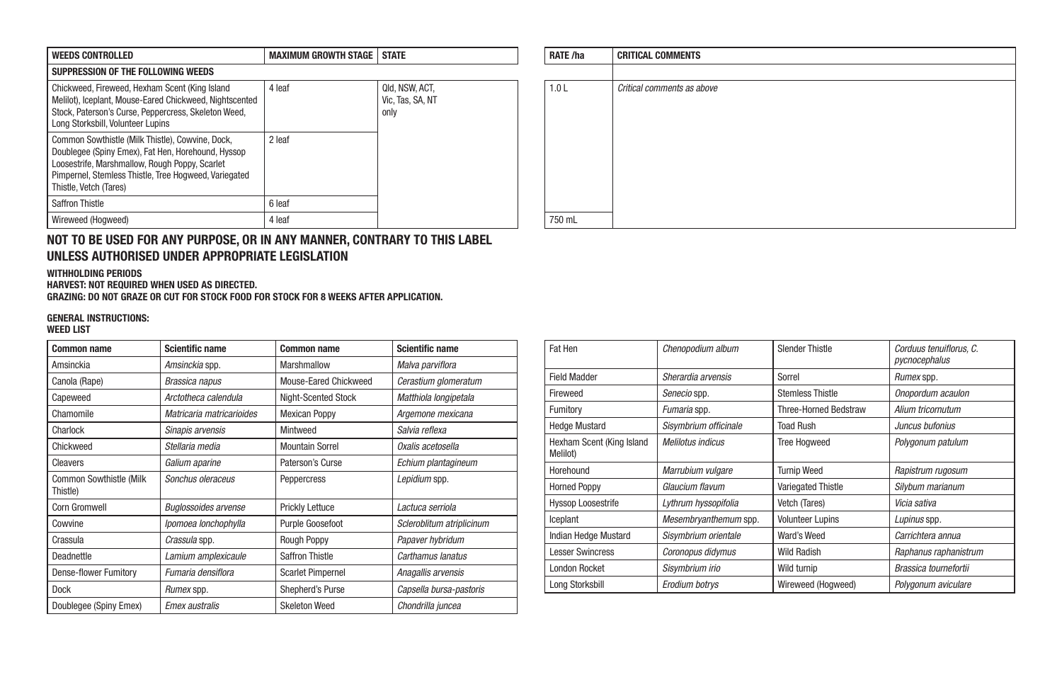| WEEDS CONTROLLED | MAXIMUM GROWTH STAGE | STATE | RATE /ha | CRITICAL COMMENTS |
|---|---|---|---|---|
| **SUPPRESSION OF THE FOLLOWING WEEDS** | | | | |
| Chickweed, Fireweed, Hexham Scent (King Island Melilot), Iceplant, Mouse-Eared Chickweed, Nightscented Stock, Paterson's Curse, Peppercress, Skeleton Weed, Long Storksbill, Volunteer Lupins | 4 leaf | Qld, NSW, ACT, Vic, Tas, SA, NT only | 1.0 L | *Critical comments as above* |
| Common Sowthistle (Milk Thistle), Cowvine, Dock, Doublegee (Spiny Emex), Fat Hen, Horehound, Hyssop Loosestrife, Marshmallow, Rough Poppy, Scarlet Pimpernel, Stemless Thistle, Tree Hogweed, Variegated Thistle, Vetch (Tares) | 2 leaf | | | |
| Saffron Thistle | 6 leaf | | | |
| Wireweed (Hogweed) | 4 leaf | | 750 mL | |

## NOT TO BE USED FOR ANY PURPOSE, OR IN ANY MANNER, CONTRARY TO THIS LABEL UNLESS AUTHORISED UNDER APPROPRIATE LEGISLATION

**WITHHOLDING PERIODS**
**HARVEST: NOT REQUIRED WHEN USED AS DIRECTED.**
**GRAZING: DO NOT GRAZE OR CUT FOR STOCK FOOD FOR STOCK FOR 8 WEEKS AFTER APPLICATION.**

**GENERAL INSTRUCTIONS:**
**WEED LIST**

| Common name | Scientific name | Common name | Scientific name |
|---|---|---|---|
| Amsinckia | *Amsinckia* spp. | Marshmallow | *Malva parviflora* |
| Canola (Rape) | *Brassica napus* | Mouse-Eared Chickweed | *Cerastium glomeratum* |
| Capeweed | *Arctotheca calendula* | Night-Scented Stock | *Matthiola longipetala* |
| Chamomile | *Matricaria matricarioides* | Mexican Poppy | *Argemone mexicana* |
| Charlock | *Sinapis arvensis* | Mintweed | *Salvia reflexa* |
| Chickweed | *Stellaria media* | Mountain Sorrel | *Oxalis acetosella* |
| Cleavers | *Galium aparine* | Paterson's Curse | *Echium plantagineum* |
| Common Sowthistle (Milk Thistle) | *Sonchus oleraceus* | Peppercress | *Lepidium* spp. |
| Corn Gromwell | *Buglossoides arvense* | Prickly Lettuce | *Lactuca serriola* |
| Cowvine | *Ipomoea lonchophylla* | Purple Goosefoot | *Scleroblitum atriplicinum* |
| Crassula | *Crassula* spp. | Rough Poppy | *Papaver hybridum* |
| Deadnettle | *Lamium amplexicaule* | Saffron Thistle | *Carthamus lanatus* |
| Dense-flower Fumitory | *Fumaria densiflora* | Scarlet Pimpernel | *Anagallis arvensis* |
| Dock | *Rumex* spp. | Shepherd's Purse | *Capsella bursa-pastoris* |
| Doublegee (Spiny Emex) | *Emex australis* | Skeleton Weed | *Chondrilla juncea* |
| Fat Hen | *Chenopodium album* | Slender Thistle | *Corduus tenuiflorus, C. pycnocephalus* |
| Field Madder | *Sherardia arvensis* | Sorrel | *Rumex* spp. |
| Fireweed | *Senecio* spp. | Stemless Thistle | *Onopordum acaulon* |
| Fumitory | *Fumaria* spp. | Three-Horned Bedstraw | *Alium tricornutum* |
| Hedge Mustard | *Sisymbrium officinale* | Toad Rush | *Juncus bufonius* |
| Hexham Scent (King Island Melilot) | *Melilotus indicus* | Tree Hogweed | *Polygonum patulum* |
| Horehound | *Marrubium vulgare* | Turnip Weed | *Rapistrum rugosum* |
| Horned Poppy | *Glaucium flavum* | Variegated Thistle | *Silybum marianum* |
| Hyssop Loosestrife | *Lythrum hyssopifolia* | Vetch (Tares) | *Vicia sativa* |
| Iceplant | *Mesembryanthemum* spp. | Volunteer Lupins | *Lupinus* spp. |
| Indian Hedge Mustard | *Sisymbrium orientale* | Ward's Weed | *Carrichtera annua* |
| Lesser Swincress | *Coronopus didymus* | Wild Radish | *Raphanus raphanistrum* |
| London Rocket | *Sisymbrium irio* | Wild turnip | *Brassica tournefortii* |
| Long Storksbill | *Erodium botrys* | Wireweed (Hogweed) | *Polygonum aviculare* |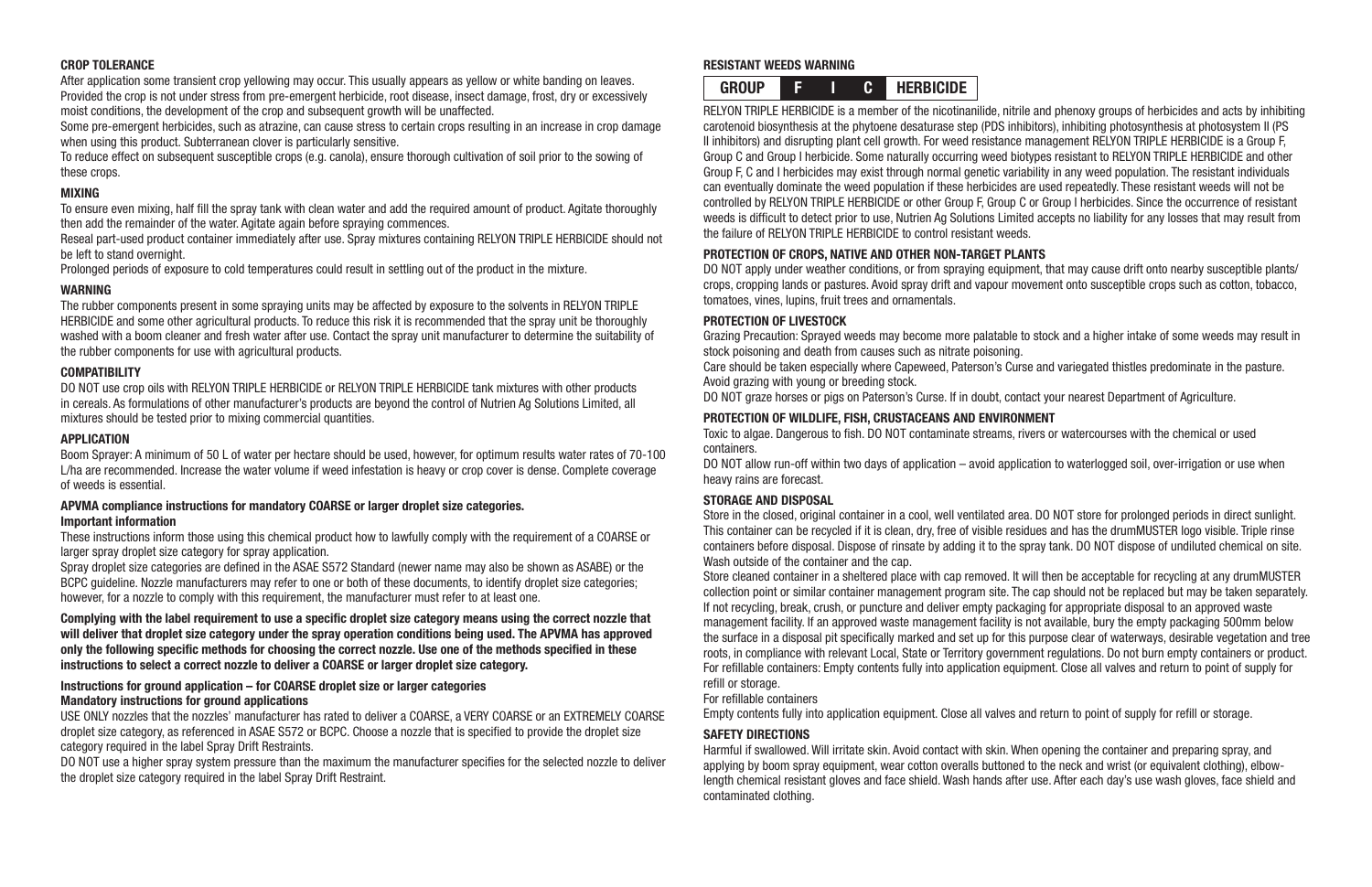## CROP TOLERANCE

After application some transient crop yellowing may occur. This usually appears as yellow or white banding on leaves. Provided the crop is not under stress from pre-emergent herbicide, root disease, insect damage, frost, dry or excessively moist conditions, the development of the crop and subsequent growth will be unaffected.

Some pre-emergent herbicides, such as atrazine, can cause stress to certain crops resulting in an increase in crop damage when using this product. Subterranean clover is particularly sensitive.

To reduce effect on subsequent susceptible crops (e.g. canola), ensure thorough cultivation of soil prior to the sowing of these crops.

## MIXING

To ensure even mixing, half fill the spray tank with clean water and add the required amount of product. Agitate thoroughly then add the remainder of the water. Agitate again before spraying commences.

Reseal part-used product container immediately after use. Spray mixtures containing RELYON TRIPLE HERBICIDE should not be left to stand overnight.

Prolonged periods of exposure to cold temperatures could result in settling out of the product in the mixture.

## WARNING

The rubber components present in some spraying units may be affected by exposure to the solvents in RELYON TRIPLE HERBICIDE and some other agricultural products. To reduce this risk it is recommended that the spray unit be thoroughly washed with a boom cleaner and fresh water after use. Contact the spray unit manufacturer to determine the suitability of the rubber components for use with agricultural products.

## COMPATIBILITY

DO NOT use crop oils with RELYON TRIPLE HERBICIDE or RELYON TRIPLE HERBICIDE tank mixtures with other products in cereals. As formulations of other manufacturer's products are beyond the control of Nutrien Ag Solutions Limited, all mixtures should be tested prior to mixing commercial quantities.

## APPLICATION

Boom Sprayer: A minimum of 50 L of water per hectare should be used, however, for optimum results water rates of 70-100 L/ha are recommended. Increase the water volume if weed infestation is heavy or crop cover is dense. Complete coverage of weeds is essential.

### APVMA compliance instructions for mandatory COARSE or larger droplet size categories.

**Important information**

These instructions inform those using this chemical product how to lawfully comply with the requirement of a COARSE or larger spray droplet size category for spray application.

Spray droplet size categories are defined in the ASAE S572 Standard (newer name may also be shown as ASABE) or the BCPC guideline. Nozzle manufacturers may refer to one or both of these documents, to identify droplet size categories; however, for a nozzle to comply with this requirement, the manufacturer must refer to at least one.

**Complying with the label requirement to use a specific droplet size category means using the correct nozzle that will deliver that droplet size category under the spray operation conditions being used. The APVMA has approved only the following specific methods for choosing the correct nozzle. Use one of the methods specified in these instructions to select a correct nozzle to deliver a COARSE or larger droplet size category.**

### Instructions for ground application – for COARSE droplet size or larger categories

**Mandatory instructions for ground applications**

USE ONLY nozzles that the nozzles' manufacturer has rated to deliver a COARSE, a VERY COARSE or an EXTREMELY COARSE droplet size category, as referenced in ASAE S572 or BCPC. Choose a nozzle that is specified to provide the droplet size category required in the label Spray Drift Restraints.

DO NOT use a higher spray system pressure than the maximum the manufacturer specifies for the selected nozzle to deliver the droplet size category required in the label Spray Drift Restraint.

## RESISTANT WEEDS WARNING

| GROUP | F | I | C | HERBICIDE |
|---|---|---|---|---|

RELYON TRIPLE HERBICIDE is a member of the nicotinanilide, nitrile and phenoxy groups of herbicides and acts by inhibiting carotenoid biosynthesis at the phytoene desaturase step (PDS inhibitors), inhibiting photosynthesis at photosystem II (PS II inhibitors) and disrupting plant cell growth. For weed resistance management RELYON TRIPLE HERBICIDE is a Group F, Group C and Group I herbicide. Some naturally occurring weed biotypes resistant to RELYON TRIPLE HERBICIDE and other Group F, C and I herbicides may exist through normal genetic variability in any weed population. The resistant individuals can eventually dominate the weed population if these herbicides are used repeatedly. These resistant weeds will not be controlled by RELYON TRIPLE HERBICIDE or other Group F, Group C or Group I herbicides. Since the occurrence of resistant weeds is difficult to detect prior to use, Nutrien Ag Solutions Limited accepts no liability for any losses that may result from the failure of RELYON TRIPLE HERBICIDE to control resistant weeds.

## PROTECTION OF CROPS, NATIVE AND OTHER NON-TARGET PLANTS

DO NOT apply under weather conditions, or from spraying equipment, that may cause drift onto nearby susceptible plants/crops, cropping lands or pastures. Avoid spray drift and vapour movement onto susceptible crops such as cotton, tobacco, tomatoes, vines, lupins, fruit trees and ornamentals.

## PROTECTION OF LIVESTOCK

Grazing Precaution: Sprayed weeds may become more palatable to stock and a higher intake of some weeds may result in stock poisoning and death from causes such as nitrate poisoning.

Care should be taken especially where Capeweed, Paterson's Curse and variegated thistles predominate in the pasture. Avoid grazing with young or breeding stock.

DO NOT graze horses or pigs on Paterson's Curse. If in doubt, contact your nearest Department of Agriculture.

## PROTECTION OF WILDLIFE, FISH, CRUSTACEANS AND ENVIRONMENT

Toxic to algae. Dangerous to fish. DO NOT contaminate streams, rivers or watercourses with the chemical or used containers.

DO NOT allow run-off within two days of application – avoid application to waterlogged soil, over-irrigation or use when heavy rains are forecast.

## STORAGE AND DISPOSAL

Store in the closed, original container in a cool, well ventilated area. DO NOT store for prolonged periods in direct sunlight. This container can be recycled if it is clean, dry, free of visible residues and has the drumMUSTER logo visible. Triple rinse containers before disposal. Dispose of rinsate by adding it to the spray tank. DO NOT dispose of undiluted chemical on site. Wash outside of the container and the cap.

Store cleaned container in a sheltered place with cap removed. It will then be acceptable for recycling at any drumMUSTER collection point or similar container management program site. The cap should not be replaced but may be taken separately. If not recycling, break, crush, or puncture and deliver empty packaging for appropriate disposal to an approved waste management facility. If an approved waste management facility is not available, bury the empty packaging 500mm below the surface in a disposal pit specifically marked and set up for this purpose clear of waterways, desirable vegetation and tree roots, in compliance with relevant Local, State or Territory government regulations. Do not burn empty containers or product. For refillable containers: Empty contents fully into application equipment. Close all valves and return to point of supply for refill or storage.

For refillable containers

Empty contents fully into application equipment. Close all valves and return to point of supply for refill or storage.

## SAFETY DIRECTIONS

Harmful if swallowed. Will irritate skin. Avoid contact with skin. When opening the container and preparing spray, and applying by boom spray equipment, wear cotton overalls buttoned to the neck and wrist (or equivalent clothing), elbow-length chemical resistant gloves and face shield. Wash hands after use. After each day's use wash gloves, face shield and contaminated clothing.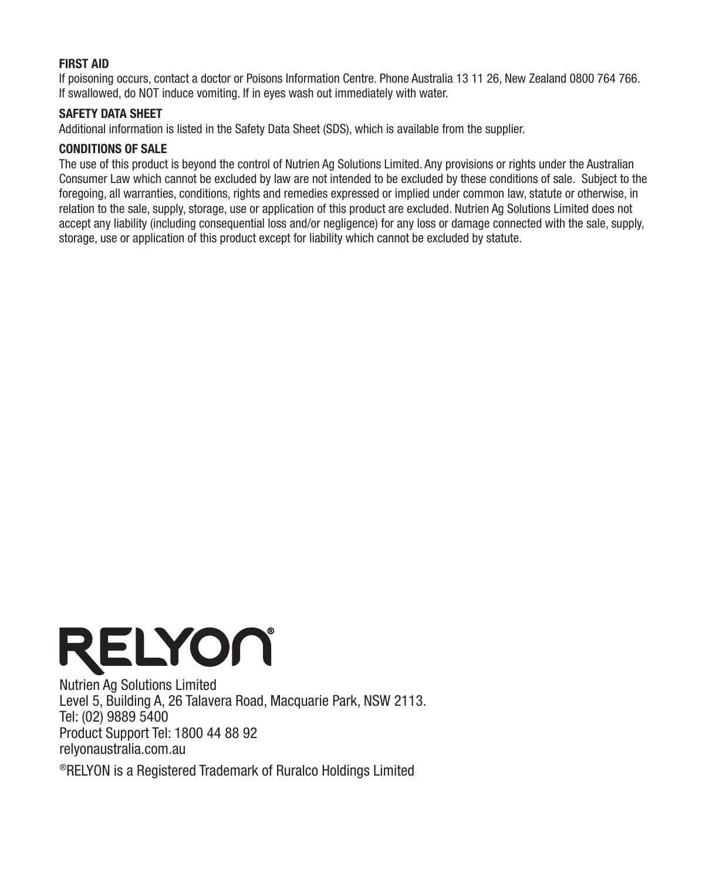**FIRST AID**

If poisoning occurs, contact a doctor or Poisons Information Centre. Phone Australia 13 11 26, New Zealand 0800 764 766. If swallowed, do NOT induce vomiting. If in eyes wash out immediately with water.

**SAFETY DATA SHEET**

Additional information is listed in the Safety Data Sheet (SDS), which is available from the supplier.

**CONDITIONS OF SALE**

The use of this product is beyond the control of Nutrien Ag Solutions Limited. Any provisions or rights under the Australian Consumer Law which cannot be excluded by law are not intended to be excluded by these conditions of sale. Subject to the foregoing, all warranties, conditions, rights and remedies expressed or implied under common law, statute or otherwise, in relation to the sale, supply, storage, use or application of this product are excluded. Nutrien Ag Solutions Limited does not accept any liability (including consequential loss and/or negligence) for any loss or damage connected with the sale, supply, storage, use or application of this product except for liability which cannot be excluded by statute.

RELYON®

Nutrien Ag Solutions Limited
Level 5, Building A, 26 Talavera Road, Macquarie Park, NSW 2113.
Tel: (02) 9889 5400
Product Support Tel: 1800 44 88 92
relyonaustralia.com.au

®RELYON is a Registered Trademark of Ruralco Holdings Limited